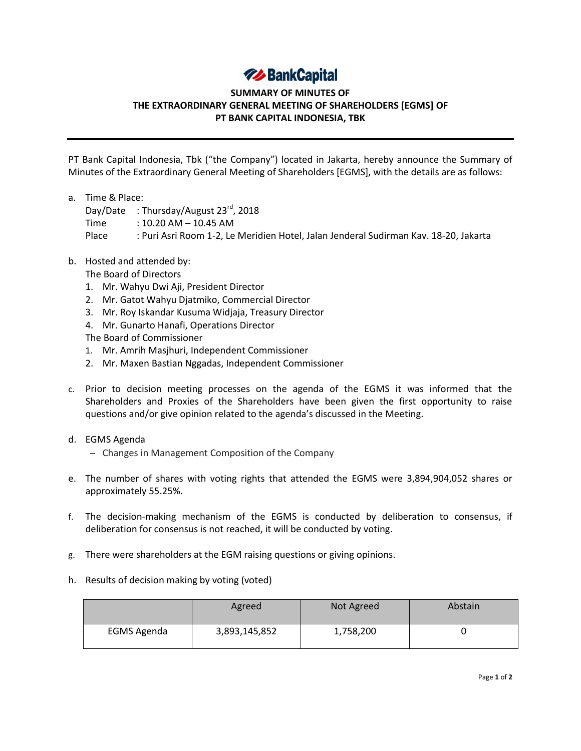BankCapital

# SUMMARY OF MINUTES OF THE EXTRAORDINARY GENERAL MEETING OF SHAREHOLDERS [EGMS] OF PT BANK CAPITAL INDONESIA, TBK

PT Bank Capital Indonesia, Tbk ("the Company") located in Jakarta, hereby announce the Summary of Minutes of the Extraordinary General Meeting of Shareholders [EGMS], with the details are as follows:

a. Time & Place:
   Day/Date : Thursday/August 23rd, 2018
   Time : 10.20 AM – 10.45 AM
   Place : Puri Asri Room 1-2, Le Meridien Hotel, Jalan Jenderal Sudirman Kav. 18-20, Jakarta

b. Hosted and attended by:
   The Board of Directors
   1. Mr. Wahyu Dwi Aji, President Director
   2. Mr. Gatot Wahyu Djatmiko, Commercial Director
   3. Mr. Roy Iskandar Kusuma Widjaja, Treasury Director
   4. Mr. Gunarto Hanafi, Operations Director

   The Board of Commissioner
   1. Mr. Amrih Masjhuri, Independent Commissioner
   2. Mr. Maxen Bastian Nggadas, Independent Commissioner

c. Prior to decision meeting processes on the agenda of the EGMS it was informed that the Shareholders and Proxies of the Shareholders have been given the first opportunity to raise questions and/or give opinion related to the agenda's discussed in the Meeting.

d. EGMS Agenda
   - Changes in Management Composition of the Company

e. The number of shares with voting rights that attended the EGMS were 3,894,904,052 shares or approximately 55.25%.

f. The decision-making mechanism of the EGMS is conducted by deliberation to consensus, if deliberation for consensus is not reached, it will be conducted by voting.

g. There were shareholders at the EGM raising questions or giving opinions.

h. Results of decision making by voting (voted)

| | Agreed | Not Agreed | Abstain |
|---|---|---|---|
| EGMS Agenda | 3,893,145,852 | 1,758,200 | 0 |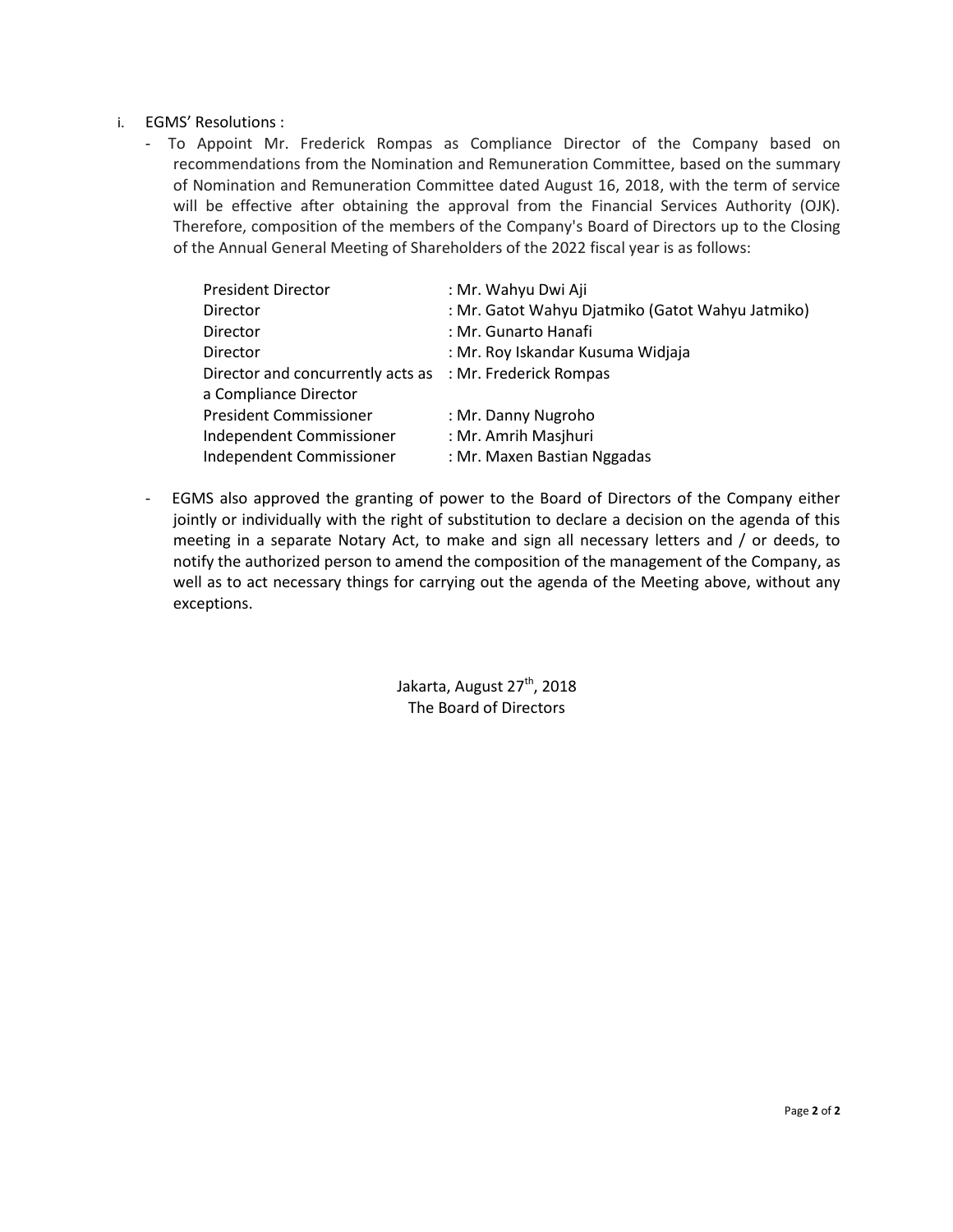i. EGMS' Resolutions :

- To Appoint Mr. Frederick Rompas as Compliance Director of the Company based on recommendations from the Nomination and Remuneration Committee, based on the summary of Nomination and Remuneration Committee dated August 16, 2018, with the term of service will be effective after obtaining the approval from the Financial Services Authority (OJK). Therefore, composition of the members of the Company's Board of Directors up to the Closing of the Annual General Meeting of Shareholders of the 2022 fiscal year is as follows:

| | |
|---|---|
| President Director | : Mr. Wahyu Dwi Aji |
| Director | : Mr. Gatot Wahyu Djatmiko (Gatot Wahyu Jatmiko) |
| Director | : Mr. Gunarto Hanafi |
| Director | : Mr. Roy Iskandar Kusuma Widjaja |
| Director and concurrently acts as a Compliance Director | : Mr. Frederick Rompas |
| President Commissioner | : Mr. Danny Nugroho |
| Independent Commissioner | : Mr. Amrih Masjhuri |
| Independent Commissioner | : Mr. Maxen Bastian Nggadas |

- EGMS also approved the granting of power to the Board of Directors of the Company either jointly or individually with the right of substitution to declare a decision on the agenda of this meeting in a separate Notary Act, to make and sign all necessary letters and / or deeds, to notify the authorized person to amend the composition of the management of the Company, as well as to act necessary things for carrying out the agenda of the Meeting above, without any exceptions.

Jakarta, August 27th, 2018

The Board of Directors